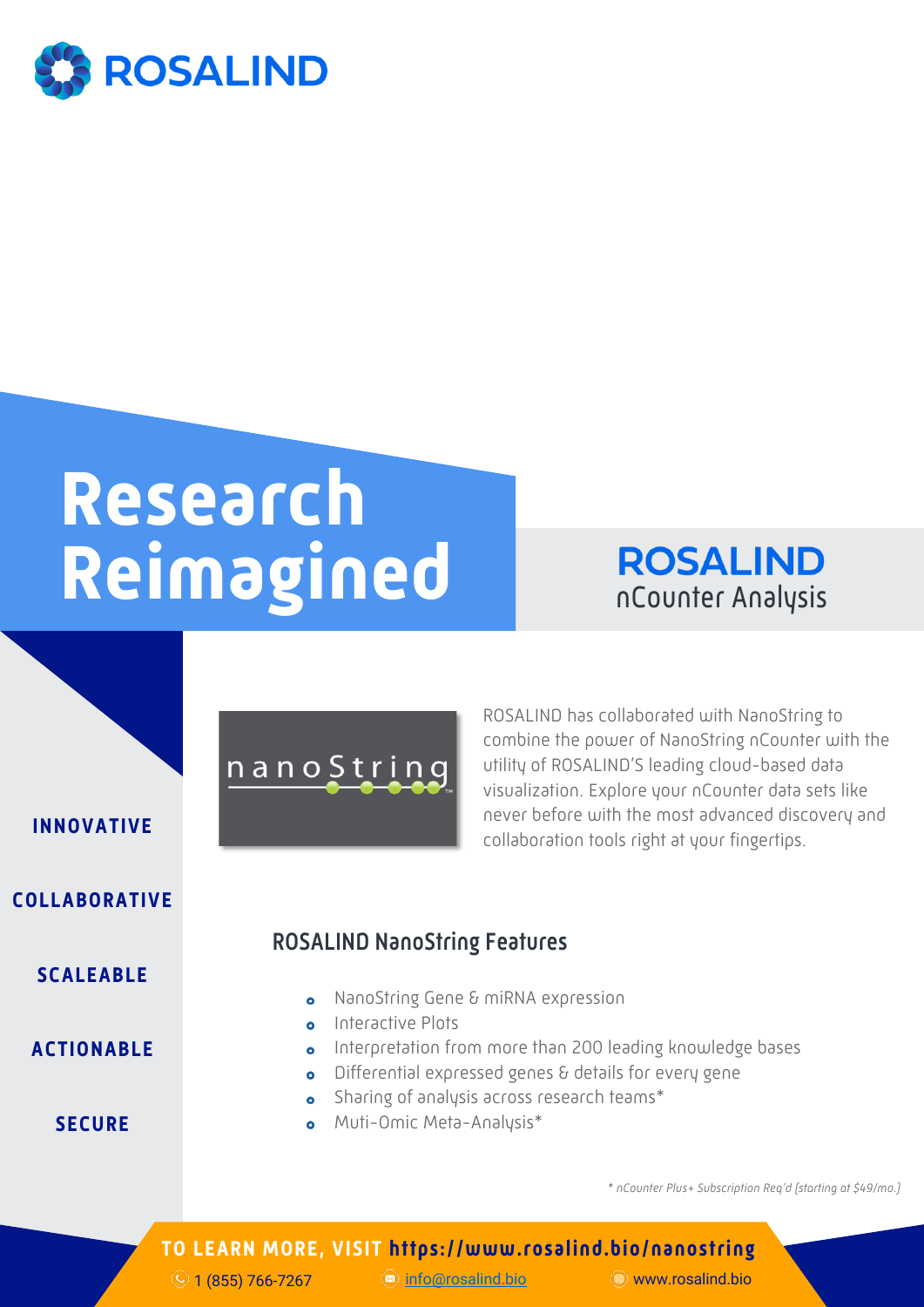# ROSALIND

# Research Reimagined

## ROSALIND nCounter Analysis

**INNOVATIVE**

**COLLABORATIVE**

**SCALEABLE**

**ACTIONABLE**

**SECURE**

nanoString

ROSALIND has collaborated with NanoString to combine the power of NanoString nCounter with the utility of ROSALIND'S leading cloud-based data visualization. Explore your nCounter data sets like never before with the most advanced discovery and collaboration tools right at your fingertips.

### ROSALIND NanoString Features

- NanoString Gene & miRNA expression
- Interactive Plots
- Interpretation from more than 200 leading knowledge bases
- Differential expressed genes & details for every gene
- Sharing of analysis across research teams*
- Muti-Omic Meta-Analysis*

*\* nCounter Plus+ Subscription Req'd (starting at $49/mo.)*

**TO LEARN MORE, VISIT https://www.rosalind.bio/nanostring**

1 (855) 766-7267 | info@rosalind.bio | www.rosalind.bio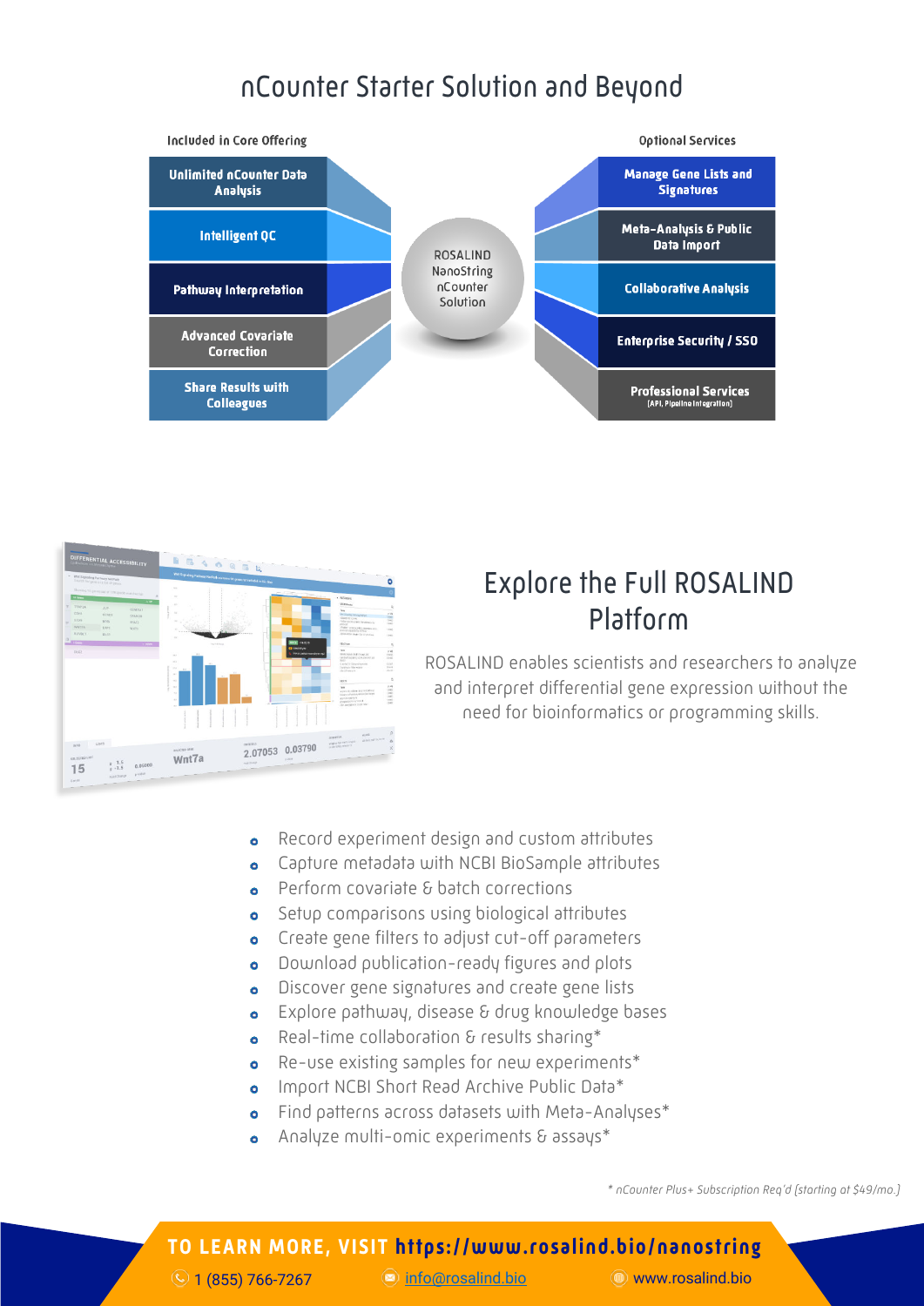# nCounter Starter Solution and Beyond

**Included in Core Offering**

- Unlimited nCounter Data Analysis
- Intelligent QC
- Pathway Interpretation
- Advanced Covariate Correction
- Share Results with Colleagues

ROSALIND NanoString nCounter Solution

**Optional Services**

- Manage Gene Lists and Signatures
- Meta-Analysis & Public Data Import
- Collaborative Analysis
- Enterprise Security / SSO
- Professional Services (API, Pipeline Integration)

## Explore the Full ROSALIND Platform

ROSALIND enables scientists and researchers to analyze and interpret differential gene expression without the need for bioinformatics or programming skills.

- Record experiment design and custom attributes
- Capture metadata with NCBI BioSample attributes
- Perform covariate & batch corrections
- Setup comparisons using biological attributes
- Create gene filters to adjust cut-off parameters
- Download publication-ready figures and plots
- Discover gene signatures and create gene lists
- Explore pathway, disease & drug knowledge bases
- Real-time collaboration & results sharing*
- Re-use existing samples for new experiments*
- Import NCBI Short Read Archive Public Data*
- Find patterns across datasets with Meta-Analyses*
- Analyze multi-omic experiments & assays*

*\* nCounter Plus+ Subscription Req'd (starting at $49/mo.)*

**TO LEARN MORE, VISIT https://www.rosalind.bio/nanostring**

1 (855) 766-7267 | info@rosalind.bio | www.rosalind.bio